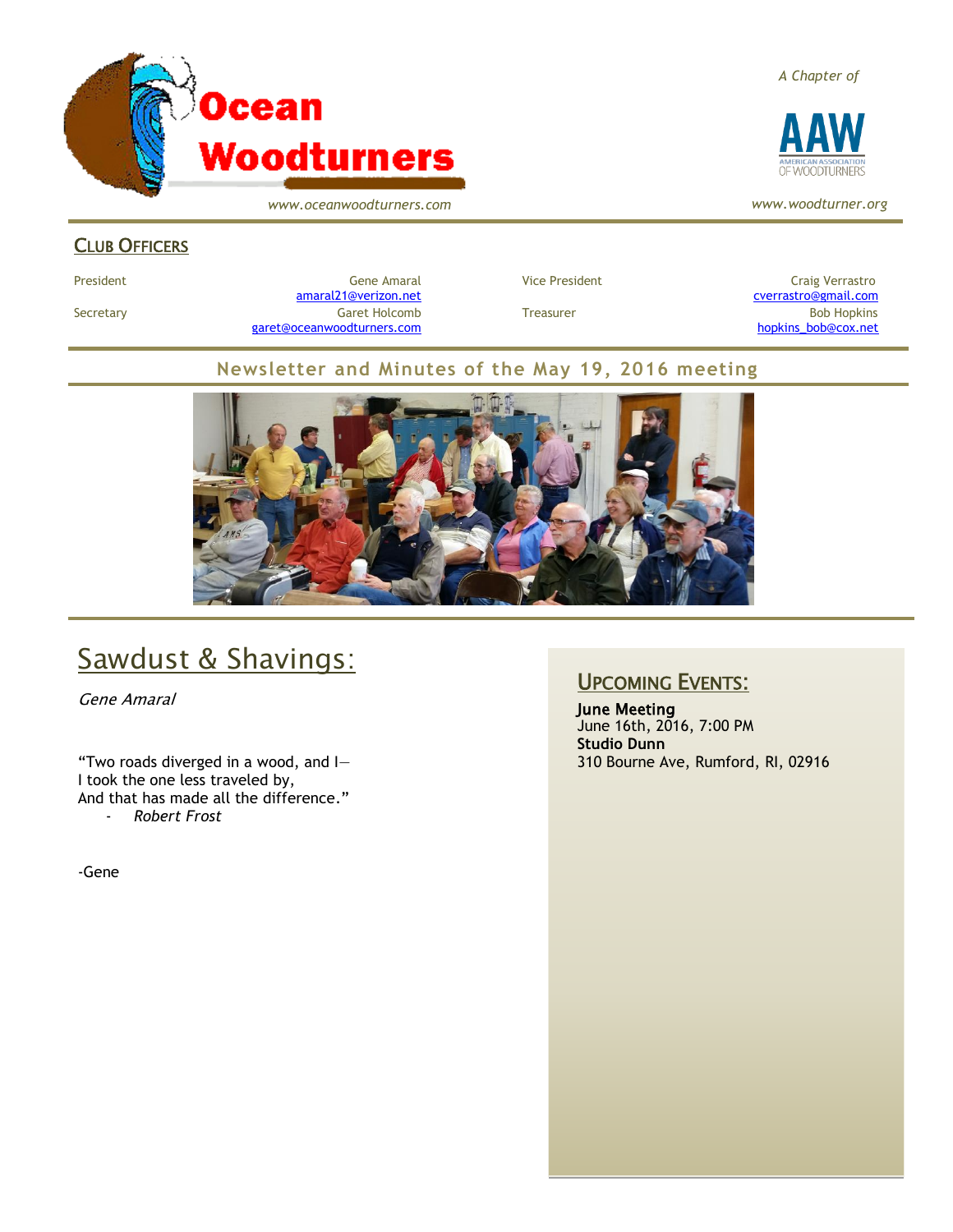# Ocean Woodturners

*www.oceanwoodturners.com*

*A Chapter of*

AAW AMERICAN ASSOCIATION OF WOODTURNERS

*www.woodturner.org*

## Club Officers

| | | | |
|---|---|---|---|
| President | Gene Amaral amaral21@verizon.net | Vice President | Craig Verrastro cverrastro@gmail.com |
| Secretary | Garet Holcomb garet@oceanwoodturners.com | Treasurer | Bob Hopkins hopkins_bob@cox.net |

## Newsletter and Minutes of the May 19, 2016 meeting

# Sawdust & Shavings:

*Gene Amaral*

"Two roads diverged in a wood, and I—
I took the one less traveled by,
And that has made all the difference."
- *Robert Frost*

-Gene

## Upcoming Events:

**June Meeting**
June 16th, 2016, 7:00 PM
**Studio Dunn**
310 Bourne Ave, Rumford, RI, 02916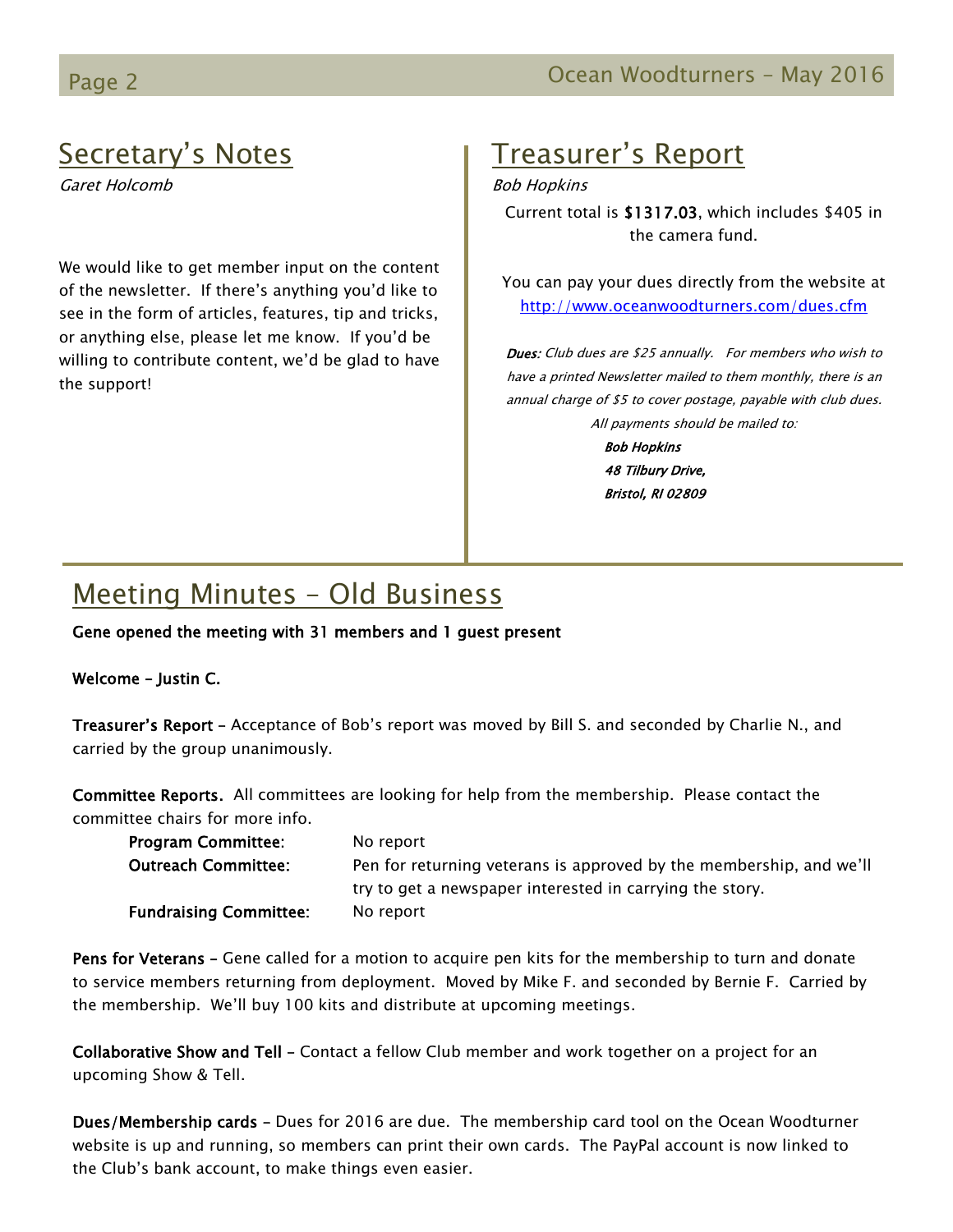## Secretary's Notes

*Garet Holcomb*

We would like to get member input on the content of the newsletter. If there's anything you'd like to see in the form of articles, features, tip and tricks, or anything else, please let me know. If you'd be willing to contribute content, we'd be glad to have the support!

## Treasurer's Report

*Bob Hopkins*

Current total is **$1317.03**, which includes $405 in the camera fund.

You can pay your dues directly from the website at http://www.oceanwoodturners.com/dues.cfm

***Dues:*** *Club dues are $25 annually. For members who wish to have a printed Newsletter mailed to them monthly, there is an annual charge of $5 to cover postage, payable with club dues. All payments should be mailed to:*

***Bob Hopkins***
***48 Tilbury Drive,***
***Bristol, RI 02809***

## Meeting Minutes – Old Business

**Gene opened the meeting with 31 members and 1 guest present**

**Welcome – Justin C.**

**Treasurer's Report** – Acceptance of Bob's report was moved by Bill S. and seconded by Charlie N., and carried by the group unanimously.

**Committee Reports.** All committees are looking for help from the membership. Please contact the committee chairs for more info.

| | |
|---|---|
| **Program Committee**: | No report |
| **Outreach Committee:** | Pen for returning veterans is approved by the membership, and we'll try to get a newspaper interested in carrying the story. |
| **Fundraising Committee**: | No report |

**Pens for Veterans –** Gene called for a motion to acquire pen kits for the membership to turn and donate to service members returning from deployment. Moved by Mike F. and seconded by Bernie F. Carried by the membership. We'll buy 100 kits and distribute at upcoming meetings.

**Collaborative Show and Tell –** Contact a fellow Club member and work together on a project for an upcoming Show & Tell.

**Dues/Membership cards –** Dues for 2016 are due. The membership card tool on the Ocean Woodturner website is up and running, so members can print their own cards. The PayPal account is now linked to the Club's bank account, to make things even easier.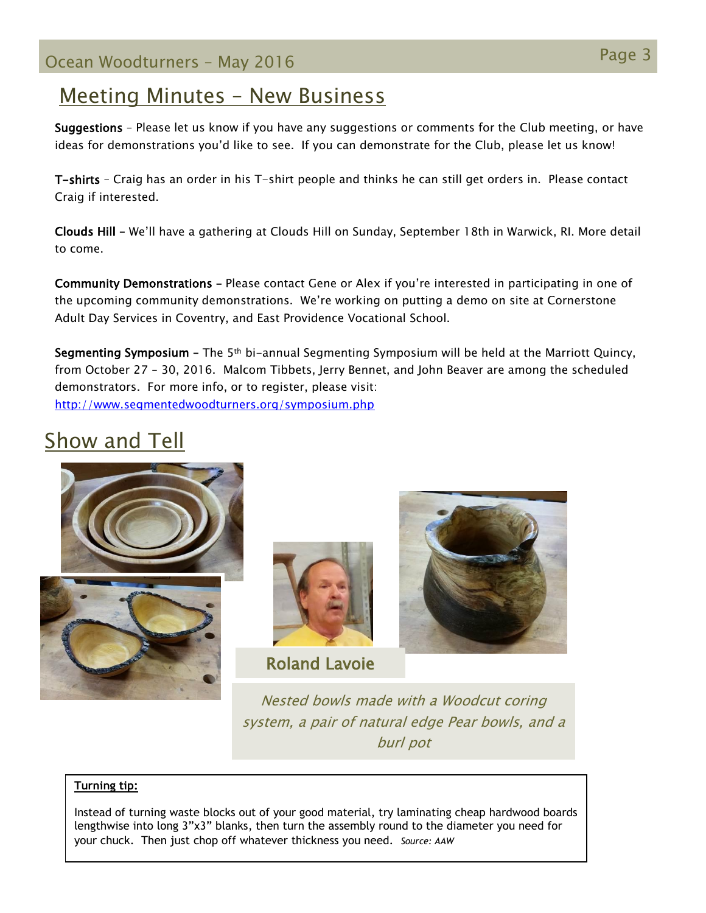## Meeting Minutes – New Business

**Suggestions** – Please let us know if you have any suggestions or comments for the Club meeting, or have ideas for demonstrations you'd like to see. If you can demonstrate for the Club, please let us know!

**T-shirts** – Craig has an order in his T-shirt people and thinks he can still get orders in. Please contact Craig if interested.

**Clouds Hill** – We'll have a gathering at Clouds Hill on Sunday, September 18th in Warwick, RI. More detail to come.

**Community Demonstrations** – Please contact Gene or Alex if you're interested in participating in one of the upcoming community demonstrations. We're working on putting a demo on site at Cornerstone Adult Day Services in Coventry, and East Providence Vocational School.

**Segmenting Symposium** – The 5th bi-annual Segmenting Symposium will be held at the Marriott Quincy, from October 27 – 30, 2016. Malcom Tibbets, Jerry Bennet, and John Beaver are among the scheduled demonstrators. For more info, or to register, please visit:
http://www.segmentedwoodturners.org/symposium.php

## Show and Tell

**Roland Lavoie**

*Nested bowls made with a Woodcut coring system, a pair of natural edge Pear bowls, and a burl pot*

**Turning tip:**

Instead of turning waste blocks out of your good material, try laminating cheap hardwood boards lengthwise into long 3"x3" blanks, then turn the assembly round to the diameter you need for your chuck. Then just chop off whatever thickness you need. *Source: AAW*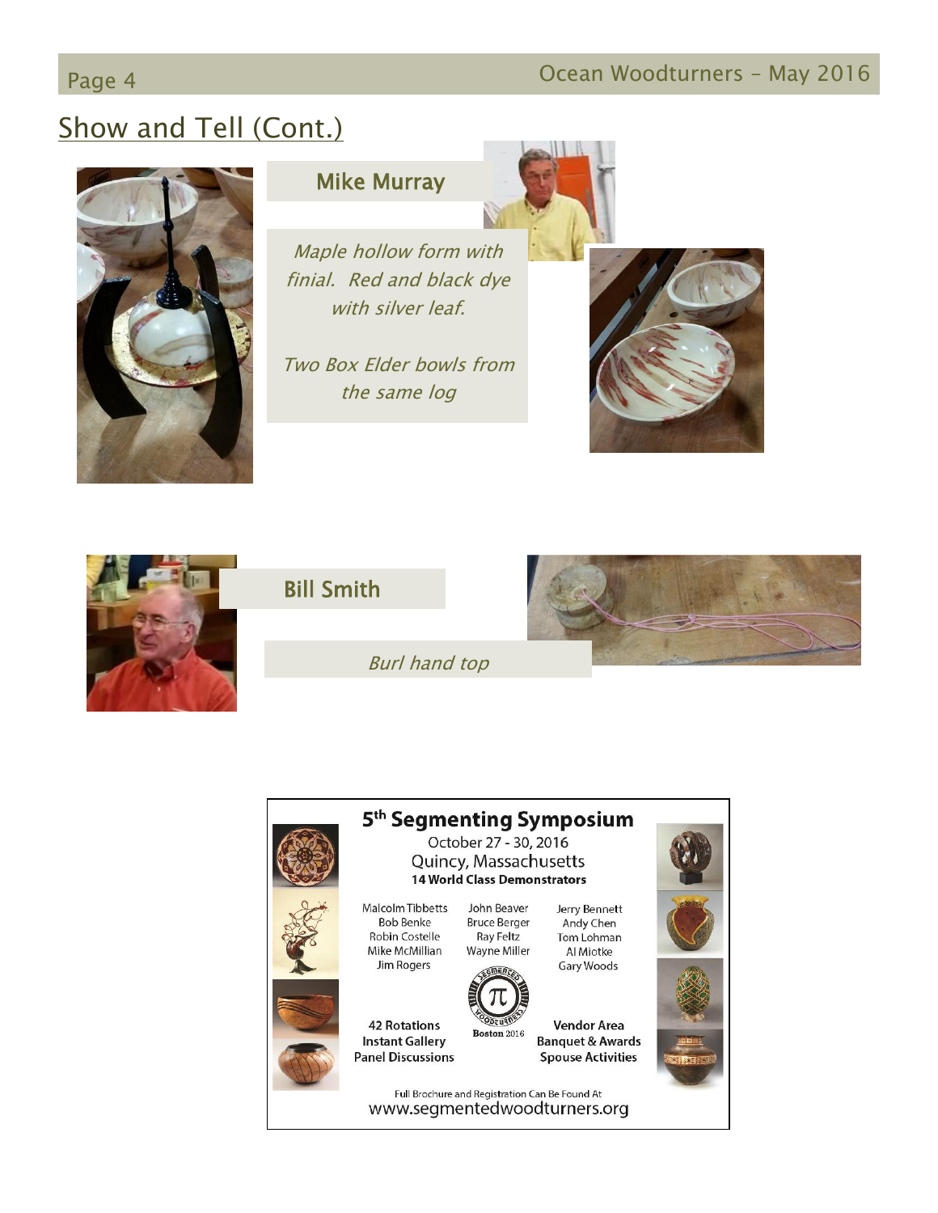## Show and Tell (Cont.)

### Mike Murray

*Maple hollow form with finial. Red and black dye with silver leaf.*

*Two Box Elder bowls from the same log*

### Bill Smith

*Burl hand top*

### 5th Segmenting Symposium

October 27 - 30, 2016

Quincy, Massachusetts

**14 World Class Demonstrators**

Malcolm Tibbetts
Bob Benke
Robin Costelle
Mike McMillian
Jim Rogers

John Beaver
Bruce Berger
Ray Feltz
Wayne Miller

Jerry Bennett
Andy Chen
Tom Lohman
Al Miotke
Gary Woods

Boston 2016

**42 Rotations**
**Instant Gallery**
**Panel Discussions**

**Vendor Area**
**Banquet & Awards**
**Spouse Activities**

Full Brochure and Registration Can Be Found At
www.segmentedwoodturners.org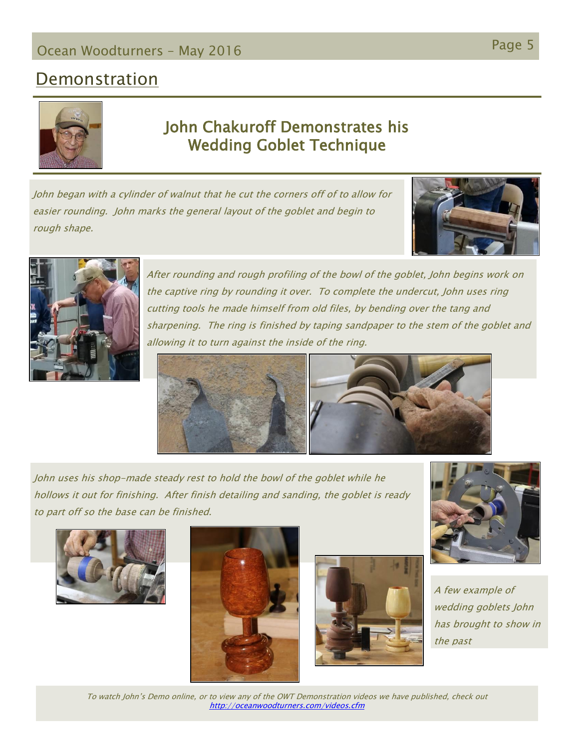## Demonstration

# John Chakuroff Demonstrates his Wedding Goblet Technique

*John began with a cylinder of walnut that he cut the corners off of to allow for easier rounding. John marks the general layout of the goblet and begin to rough shape.*

*After rounding and rough profiling of the bowl of the goblet, John begins work on the captive ring by rounding it over. To complete the undercut, John uses ring cutting tools he made himself from old files, by bending over the tang and sharpening. The ring is finished by taping sandpaper to the stem of the goblet and allowing it to turn against the inside of the ring.*

*John uses his shop-made steady rest to hold the bowl of the goblet while he hollows it out for finishing. After finish detailing and sanding, the goblet is ready to part off so the base can be finished.*

*A few example of wedding goblets John has brought to show in the past*

*To watch John's Demo online, or to view any of the OWT Demonstration videos we have published, check out* [http://oceanwoodturners.com/videos.cfm](http://oceanwoodturners.com/videos.cfm)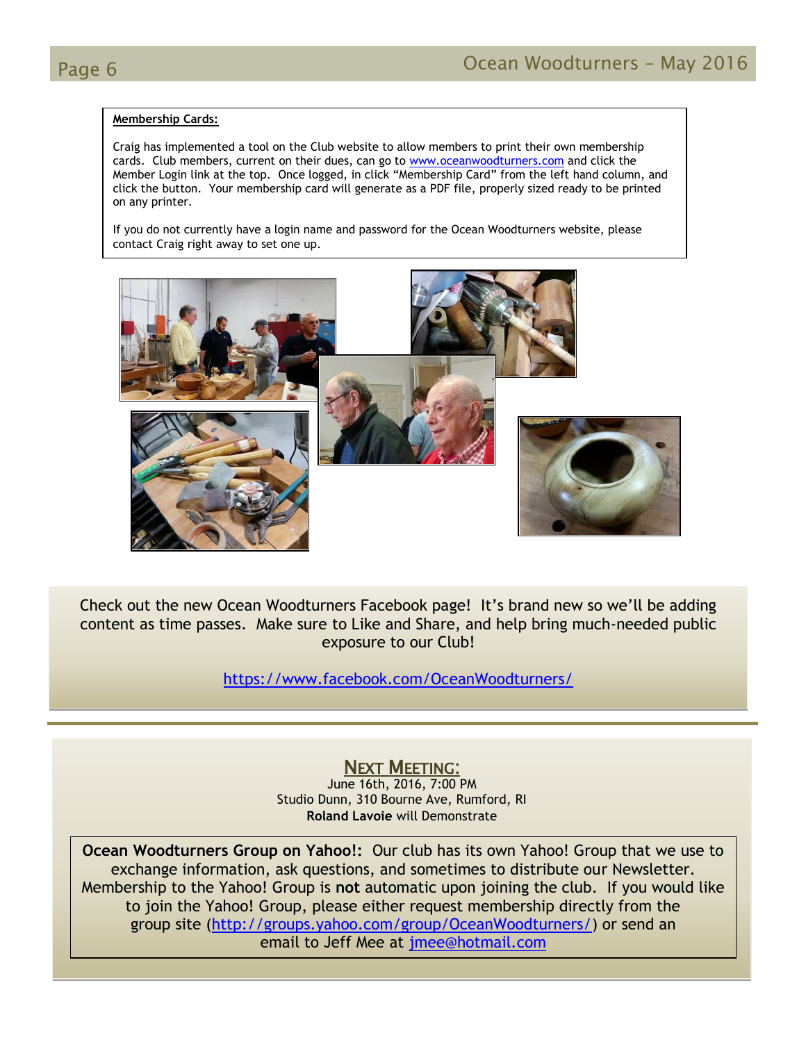**Membership Cards:**

Craig has implemented a tool on the Club website to allow members to print their own membership cards. Club members, current on their dues, can go to www.oceanwoodturners.com and click the Member Login link at the top. Once logged, in click "Membership Card" from the left hand column, and click the button. Your membership card will generate as a PDF file, properly sized ready to be printed on any printer.

If you do not currently have a login name and password for the Ocean Woodturners website, please contact Craig right away to set one up.

Check out the new Ocean Woodturners Facebook page! It's brand new so we'll be adding content as time passes. Make sure to Like and Share, and help bring much-needed public exposure to our Club!

https://www.facebook.com/OceanWoodturners/

## NEXT MEETING:

June 16th, 2016, 7:00 PM
Studio Dunn, 310 Bourne Ave, Rumford, RI
**Roland Lavoie** will Demonstrate

**Ocean Woodturners Group on Yahoo!:** Our club has its own Yahoo! Group that we use to exchange information, ask questions, and sometimes to distribute our Newsletter. Membership to the Yahoo! Group is **not** automatic upon joining the club. If you would like to join the Yahoo! Group, please either request membership directly from the group site (http://groups.yahoo.com/group/OceanWoodturners/) or send an email to Jeff Mee at jmee@hotmail.com